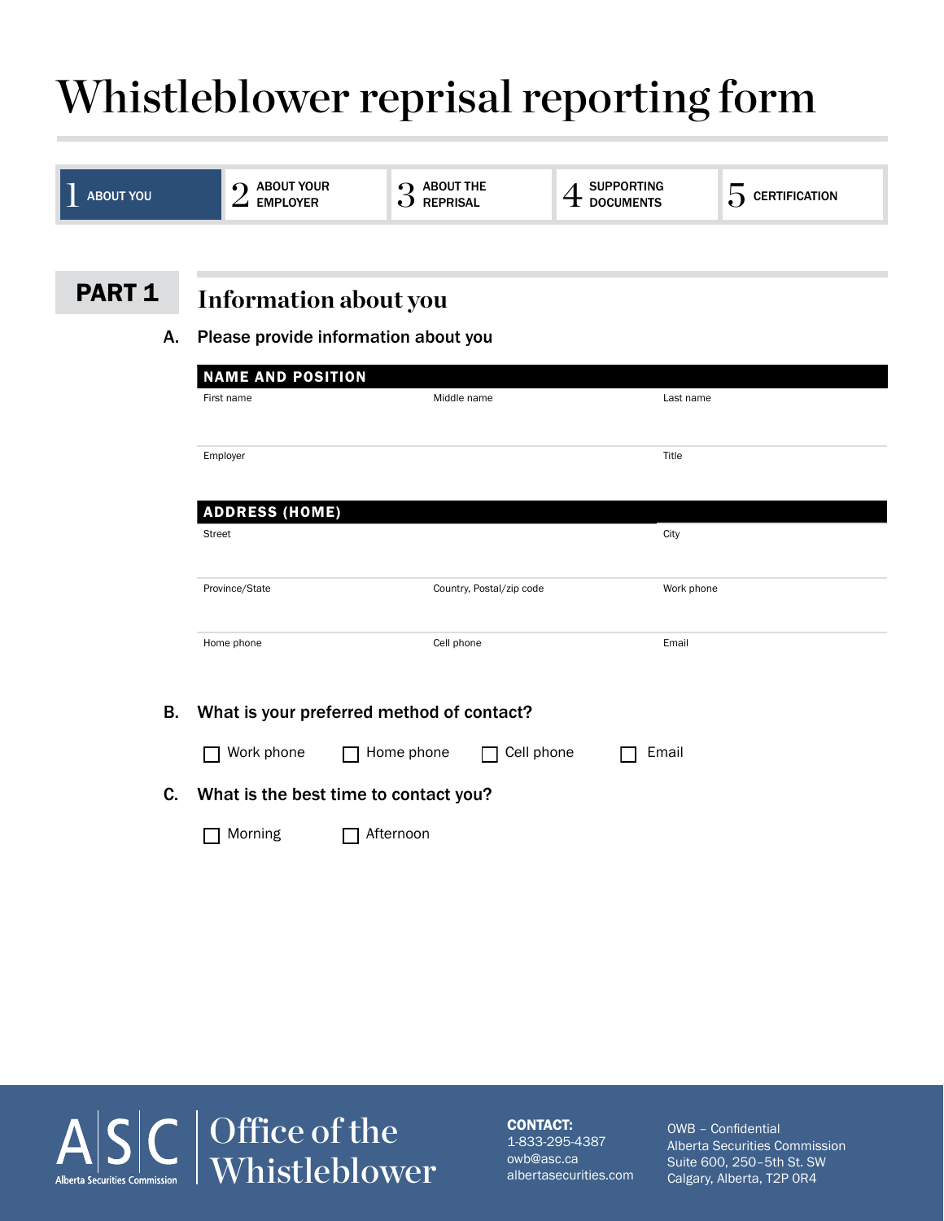# Whistleblower reprisal reporting form

| 1 ABOUT YOU | 2 ABOUT YOUR EMPLOYER | 3 ABOUT THE REPRISAL | 4 SUPPORTING DOCUMENTS | 5 CERTIFICATION |
|---|---|---|---|---|

## PART 1 Information about you

**A. Please provide information about you**

**NAME AND POSITION**

| First name | Middle name | Last name |
|---|---|---|
| | | |

| Employer | Title |
|---|---|
| | |

**ADDRESS (HOME)**

| Street | City |
|---|---|
| | |

| Province/State | Country, Postal/zip code | Work phone |
|---|---|---|
| | | |

| Home phone | Cell phone | Email |
|---|---|---|
| | | |

**B. What is your preferred method of contact?**

☐ Work phone ☐ Home phone ☐ Cell phone ☐ Email

**C. What is the best time to contact you?**

☐ Morning ☐ Afternoon

ASC Alberta Securities Commission — Office of the Whistleblower

**CONTACT:**
1-833-295-4387
owb@asc.ca
albertasecurities.com

OWB – Confidential
Alberta Securities Commission
Suite 600, 250–5th St. SW
Calgary, Alberta, T2P 0R4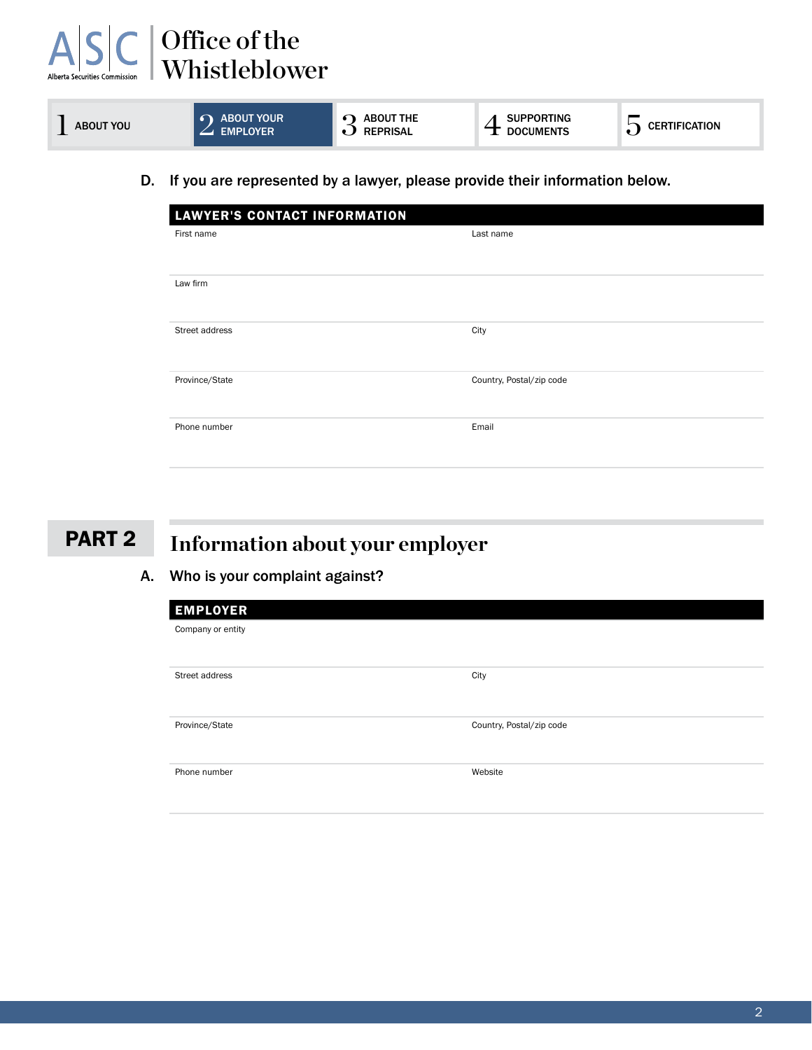Alberta Securities Commission

# Office of the Whistleblower

| 1 ABOUT YOU | 2 ABOUT YOUR EMPLOYER | 3 ABOUT THE REPRISAL | 4 SUPPORTING DOCUMENTS | 5 CERTIFICATION |
| --- | --- | --- | --- | --- |

**D. If you are represented by a lawyer, please provide their information below.**

**LAWYER'S CONTACT INFORMATION**

| First name | Last name |
| --- | --- |
| | |
| Law firm | |
| | |
| Street address | City |
| | |
| Province/State | Country, Postal/zip code |
| | |
| Phone number | Email |
| | |

## PART 2 Information about your employer

**A. Who is your complaint against?**

**EMPLOYER**

| Company or entity | |
| --- | --- |
| | |
| Street address | City |
| | |
| Province/State | Country, Postal/zip code |
| | |
| Phone number | Website |
| | |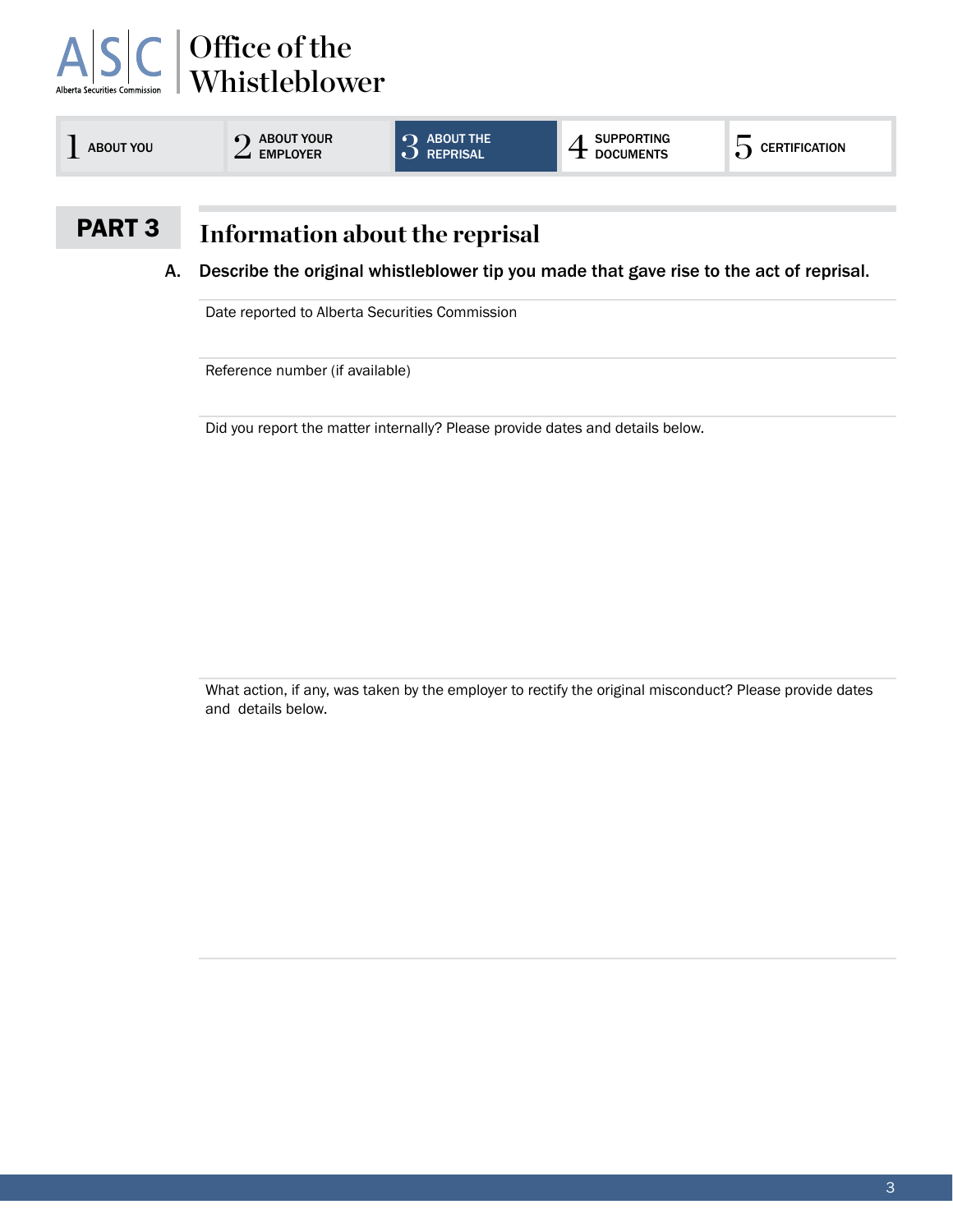Office of the Whistleblower

| 1 ABOUT YOU | 2 ABOUT YOUR EMPLOYER | 3 ABOUT THE REPRISAL | 4 SUPPORTING DOCUMENTS | 5 CERTIFICATION |
| --- | --- | --- | --- | --- |

## PART 3 Information about the reprisal

**A. Describe the original whistleblower tip you made that gave rise to the act of reprisal.**

Date reported to Alberta Securities Commission

Reference number (if available)

Did you report the matter internally? Please provide dates and details below.

What action, if any, was taken by the employer to rectify the original misconduct? Please provide dates and details below.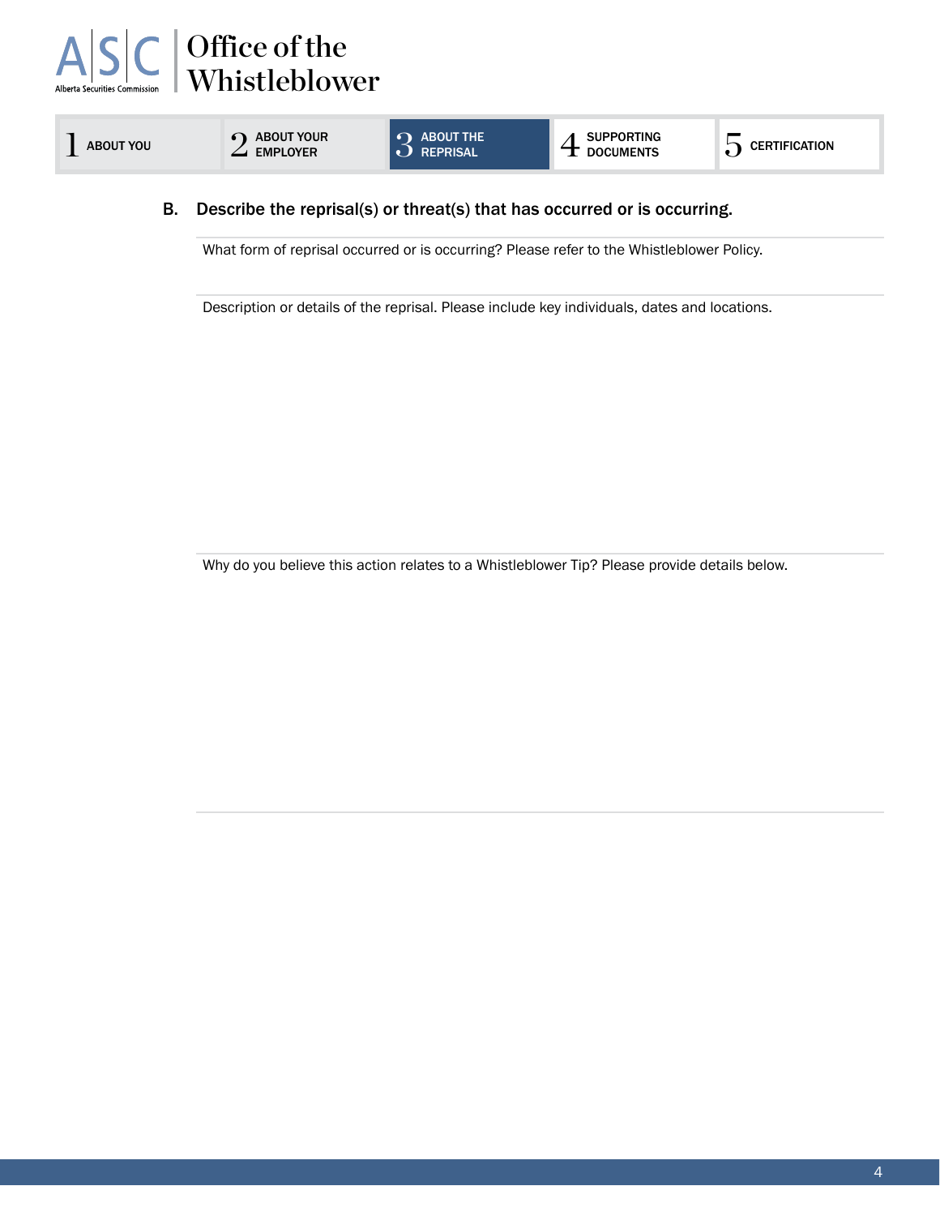# Office of the Whistleblower

| 1 ABOUT YOU | 2 ABOUT YOUR EMPLOYER | 3 ABOUT THE REPRISAL | 4 SUPPORTING DOCUMENTS | 5 CERTIFICATION |
|---|---|---|---|---|

## B. Describe the reprisal(s) or threat(s) that has occurred or is occurring.

What form of reprisal occurred or is occurring? Please refer to the Whistleblower Policy.

Description or details of the reprisal. Please include key individuals, dates and locations.

Why do you believe this action relates to a Whistleblower Tip? Please provide details below.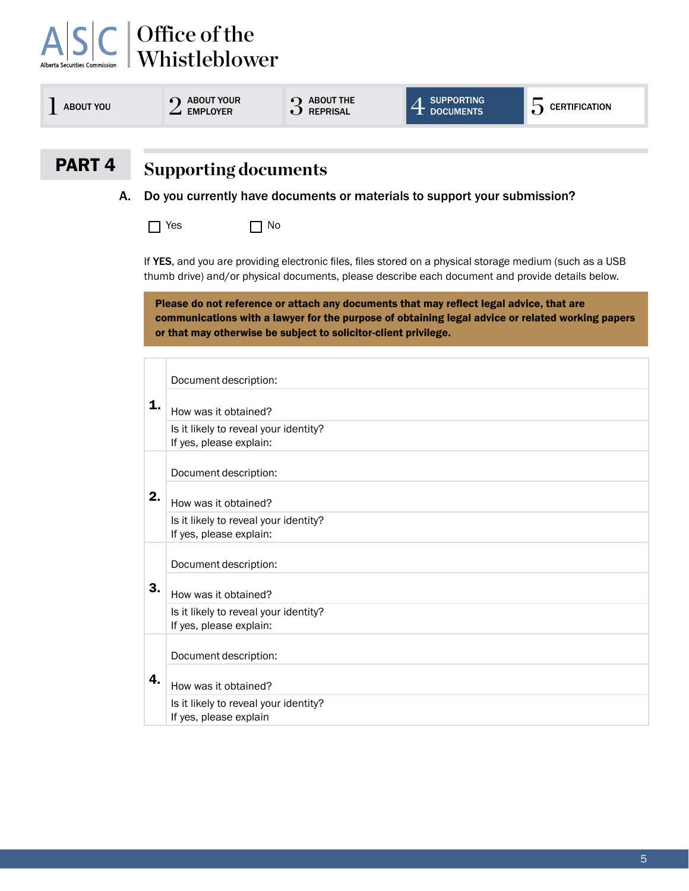# Office of the Whistleblower

1 ABOUT YOU | 2 ABOUT YOUR EMPLOYER | 3 ABOUT THE REPRISAL | 4 SUPPORTING DOCUMENTS | 5 CERTIFICATION

## PART 4 Supporting documents

**A. Do you currently have documents or materials to support your submission?**

☐ Yes ☐ No

If YES, and you are providing electronic files, files stored on a physical storage medium (such as a USB thumb drive) and/or physical documents, please describe each document and provide details below.

**Please do not reference or attach any documents that may reflect legal advice, that are communications with a lawyer for the purpose of obtaining legal advice or related working papers or that may otherwise be subject to solicitor-client privilege.**

| | |
|---|---|
| **1.** | Document description: |
| | How was it obtained? |
| | Is it likely to reveal your identity? If yes, please explain: |
| **2.** | Document description: |
| | How was it obtained? |
| | Is it likely to reveal your identity? If yes, please explain: |
| **3.** | Document description: |
| | How was it obtained? |
| | Is it likely to reveal your identity? If yes, please explain: |
| **4.** | Document description: |
| | How was it obtained? |
| | Is it likely to reveal your identity? If yes, please explain |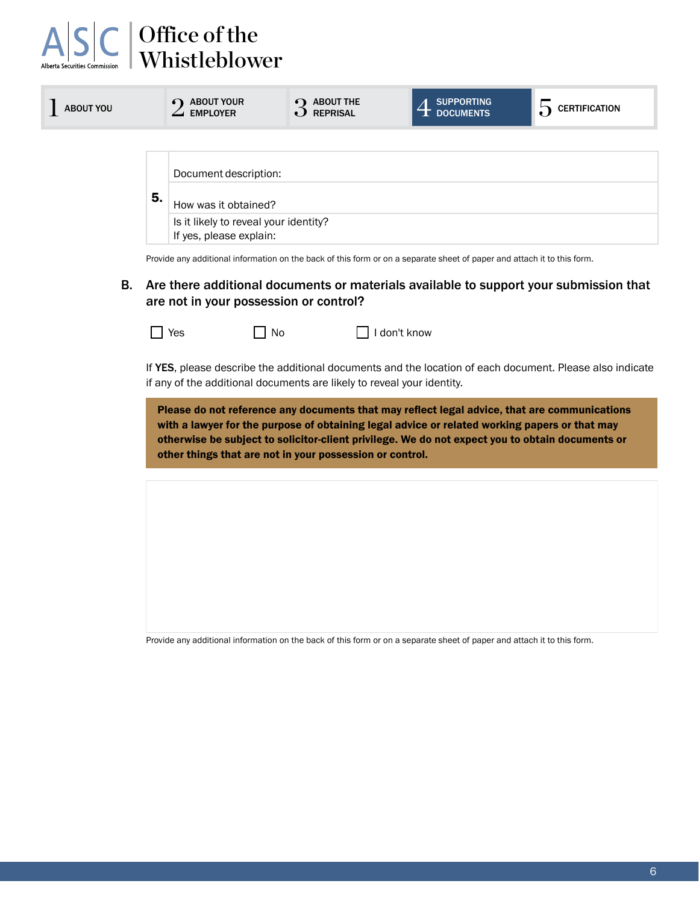# Office of the Whistleblower

1 ABOUT YOU | 2 ABOUT YOUR EMPLOYER | 3 ABOUT THE REPRISAL | 4 SUPPORTING DOCUMENTS | 5 CERTIFICATION

| | |
|---|---|
| **5.** | Document description: |
| | How was it obtained? |
| | Is it likely to reveal your identity?<br>If yes, please explain: |

Provide any additional information on the back of this form or on a separate sheet of paper and attach it to this form.

## B. Are there additional documents or materials available to support your submission that are not in your possession or control?

☐ Yes ☐ No ☐ I don't know

If **YES**, please describe the additional documents and the location of each document. Please also indicate if any of the additional documents are likely to reveal your identity.

**Please do not reference any documents that may reflect legal advice, that are communications with a lawyer for the purpose of obtaining legal advice or related working papers or that may otherwise be subject to solicitor-client privilege. We do not expect you to obtain documents or other things that are not in your possession or control.**

Provide any additional information on the back of this form or on a separate sheet of paper and attach it to this form.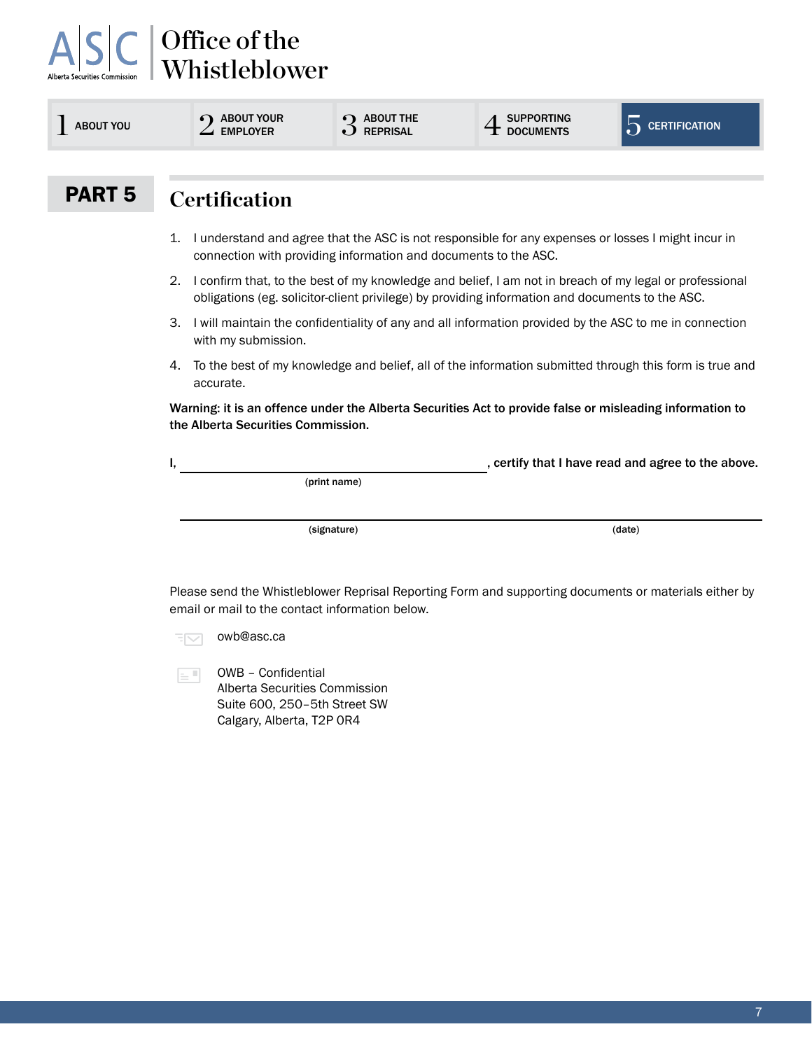# Office of the Whistleblower

1 ABOUT YOU | 2 ABOUT YOUR EMPLOYER | 3 ABOUT THE REPRISAL | 4 SUPPORTING DOCUMENTS | 5 CERTIFICATION

## PART 5 Certification

1. I understand and agree that the ASC is not responsible for any expenses or losses I might incur in connection with providing information and documents to the ASC.
2. I confirm that, to the best of my knowledge and belief, I am not in breach of my legal or professional obligations (eg. solicitor-client privilege) by providing information and documents to the ASC.
3. I will maintain the confidentiality of any and all information provided by the ASC to me in connection with my submission.
4. To the best of my knowledge and belief, all of the information submitted through this form is true and accurate.

**Warning: it is an offence under the Alberta Securities Act to provide false or misleading information to the Alberta Securities Commission.**

**I, ______________________________, certify that I have read and agree to the above.**
(print name)

______________________________ ______________________________
(signature) (date)

Please send the Whistleblower Reprisal Reporting Form and supporting documents or materials either by email or mail to the contact information below.

owb@asc.ca

OWB – Confidential
Alberta Securities Commission
Suite 600, 250–5th Street SW
Calgary, Alberta, T2P 0R4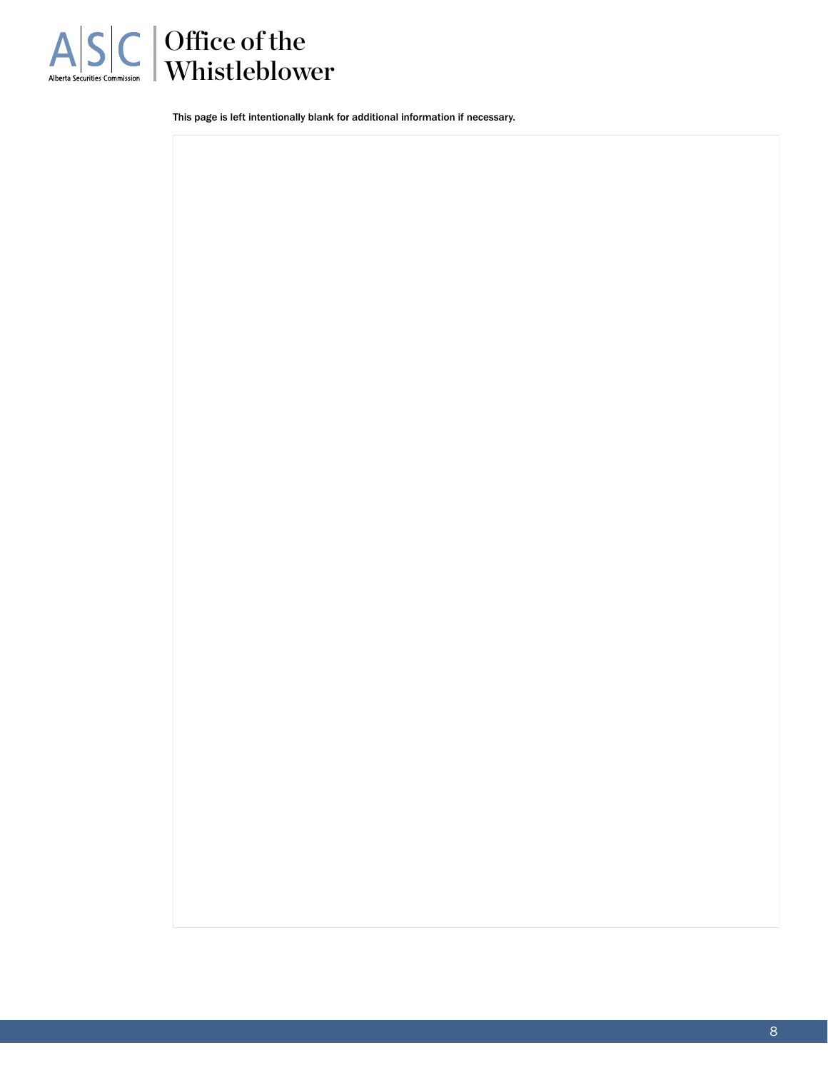This page is left intentionally blank for additional information if necessary.